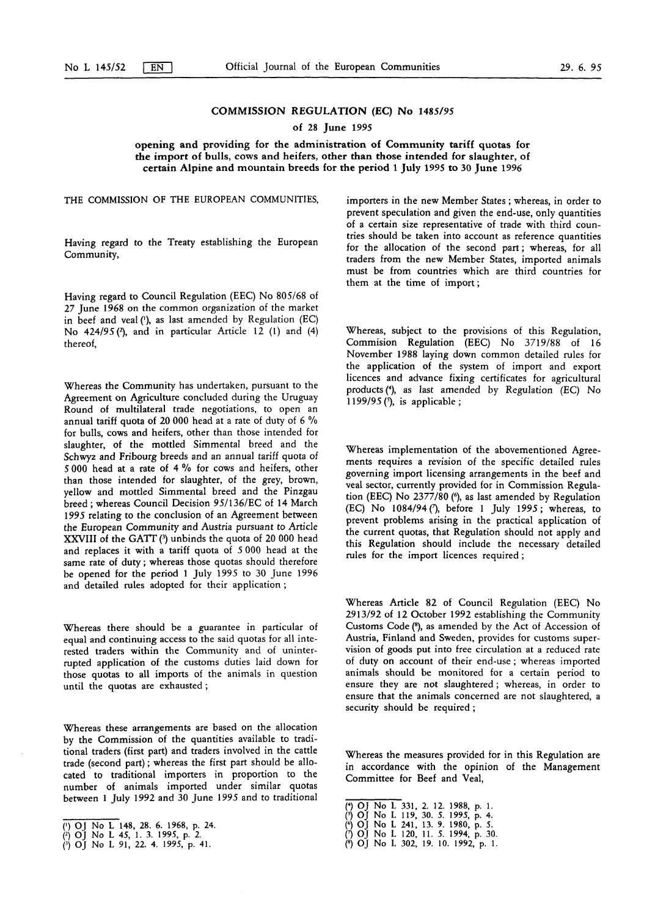# COMMISSION REGULATION (EC) No 1485/95

## of 28 June 1995

## opening and providing for the administration of Community tariff quotas for the import of bulls, cows and heifers, other than those intended for slaughter, of certain Alpine and mountain breeds for the period 1 July 1995 to 30 June 1996

THE COMMISSION OF THE EUROPEAN COMMUNITIES,

Having regard to the Treaty establishing the European Community,

Having regard to Council Regulation (EEC) No 805/68 of 27 June 1968 on the common organization of the market in beef and veal [1], as last amended by Regulation (EC) No 424/95 [2], and in particular Article 12 (1) and (4) thereof,

Whereas the Community has undertaken, pursuant to the Agreement on Agriculture concluded during the Uruguay Round of multilateral trade negotiations, to open an annual tariff quota of 20 000 head at a rate of duty of 6 % for bulls, cows and heifers, other than those intended for slaughter, of the mottled Simmental breed and the Schwyz and Fribourg breeds and an annual tariff quota of 5 000 head at a rate of 4 % for cows and heifers, other than those intended for slaughter, of the grey, brown, yellow and mottled Simmental breed and the Pinzgau breed; whereas Council Decision 95/136/EC of 14 March 1995 relating to the conclusion of an Agreement between the European Community and Austria pursuant to Article XXVIII of the GATT [3] unbinds the quota of 20 000 head and replaces it with a tariff quota of 5 000 head at the same rate of duty; whereas those quotas should therefore be opened for the period 1 July 1995 to 30 June 1996 and detailed rules adopted for their application;

Whereas there should be a guarantee in particular of equal and continuing access to the said quotas for all interested traders within the Community and of uninterrupted application of the customs duties laid down for those quotas to all imports of the animals in question until the quotas are exhausted;

Whereas these arrangements are based on the allocation by the Commission of the quantities available to traditional traders (first part) and traders involved in the cattle trade (second part); whereas the first part should be allocated to traditional importers in proportion to the number of animals imported under similar quotas between 1 July 1992 and 30 June 1995 and to traditional importers in the new Member States; whereas, in order to prevent speculation and given the end-use, only quantities of a certain size representative of trade with third countries should be taken into account as reference quantities for the allocation of the second part; whereas, for all traders from the new Member States, imported animals must be from countries which are third countries for them at the time of import;

Whereas, subject to the provisions of this Regulation, Commision Regulation (EEC) No 3719/88 of 16 November 1988 laying down common detailed rules for the application of the system of import and export licences and advance fixing certificates for agricultural products [4], as last amended by Regulation (EC) No 1199/95 [5], is applicable;

Whereas implementation of the abovementioned Agreements requires a revision of the specific detailed rules governing import licensing arrangements in the beef and veal sector, currently provided for in Commission Regulation (EEC) No 2377/80 [6], as last amended by Regulation (EC) No 1084/94 [7], before 1 July 1995; whereas, to prevent problems arising in the practical application of the current quotas, that Regulation should not apply and this Regulation should include the necessary detailed rules for the import licences required;

Whereas Article 82 of Council Regulation (EEC) No 2913/92 of 12 October 1992 establishing the Community Customs Code [8], as amended by the Act of Accession of Austria, Finland and Sweden, provides for customs supervision of goods put into free circulation at a reduced rate of duty on account of their end-use; whereas imported animals should be monitored for a certain period to ensure they are not slaughtered; whereas, in order to ensure that the animals concerned are not slaughtered, a security should be required;

Whereas the measures provided for in this Regulation are in accordance with the opinion of the Management Committee for Beef and Veal,

---

[1] OJ No L 148, 28. 6. 1968, p. 24.
[2] OJ No L 45, 1. 3. 1995, p. 2.
[3] OJ No L 91, 22. 4. 1995, p. 41.
[4] OJ No L 331, 2. 12. 1988, p. 1.
[5] OJ No L 119, 30. 5. 1995, p. 4.
[6] OJ No L 241, 13. 9. 1980, p. 5.
[7] OJ No L 120, 11. 5. 1994, p. 30.
[8] OJ No L 302, 19. 10. 1992, p. 1.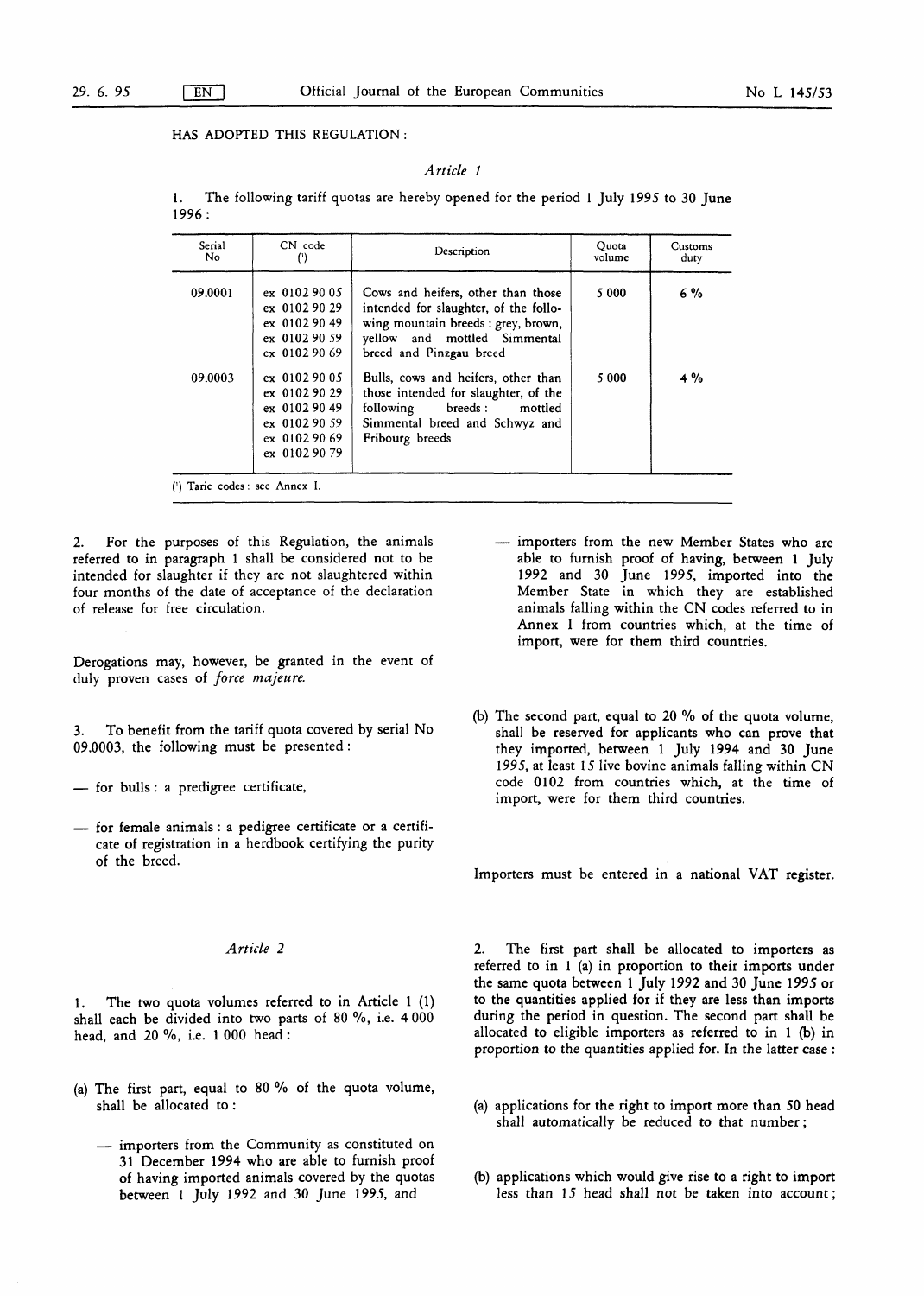HAS ADOPTED THIS REGULATION:

*Article 1*

1. The following tariff quotas are hereby opened for the period 1 July 1995 to 30 June 1996:

| Serial No | CN code (1) | Description | Quota volume | Customs duty |
|---|---|---|---|---|
| 09.0001 | ex 0102 90 05<br>ex 0102 90 29<br>ex 0102 90 49<br>ex 0102 90 59<br>ex 0102 90 69 | Cows and heifers, other than those intended for slaughter, of the following mountain breeds: grey, brown, yellow and mottled Simmental breed and Pinzgau breed | 5 000 | 6 % |
| 09.0003 | ex 0102 90 05<br>ex 0102 90 29<br>ex 0102 90 49<br>ex 0102 90 59<br>ex 0102 90 69<br>ex 0102 90 79 | Bulls, cows and heifers, other than those intended for slaughter, of the following breeds: mottled Simmental breed and Schwyz and Fribourg breeds | 5 000 | 4 % |

(1) Taric codes: see Annex I.

2. For the purposes of this Regulation, the animals referred to in paragraph 1 shall be considered not to be intended for slaughter if they are not slaughtered within four months of the date of acceptance of the declaration of release for free circulation.

Derogations may, however, be granted in the event of duly proven cases of *force majeure*.

3. To benefit from the tariff quota covered by serial No 09.0003, the following must be presented:

— for bulls: a predigree certificate,

— for female animals: a pedigree certificate or a certificate of registration in a herdbook certifying the purity of the breed.

*Article 2*

1. The two quota volumes referred to in Article 1 (1) shall each be divided into two parts of 80 %, i.e. 4 000 head, and 20 %, i.e. 1 000 head:

(a) The first part, equal to 80 % of the quota volume, shall be allocated to:

— importers from the Community as constituted on 31 December 1994 who are able to furnish proof of having imported animals covered by the quotas between 1 July 1992 and 30 June 1995, and

— importers from the new Member States who are able to furnish proof of having, between 1 July 1992 and 30 June 1995, imported into the Member State in which they are established animals falling within the CN codes referred to in Annex I from countries which, at the time of import, were for them third countries.

(b) The second part, equal to 20 % of the quota volume, shall be reserved for applicants who can prove that they imported, between 1 July 1994 and 30 June 1995, at least 15 live bovine animals falling within CN code 0102 from countries which, at the time of import, were for them third countries.

Importers must be entered in a national VAT register.

2. The first part shall be allocated to importers as referred to in 1 (a) in proportion to their imports under the same quota between 1 July 1992 and 30 June 1995 or to the quantities applied for if they are less than imports during the period in question. The second part shall be allocated to eligible importers as referred to in 1 (b) in proportion to the quantities applied for. In the latter case:

(a) applications for the right to import more than 50 head shall automatically be reduced to that number;

(b) applications which would give rise to a right to import less than 15 head shall not be taken into account;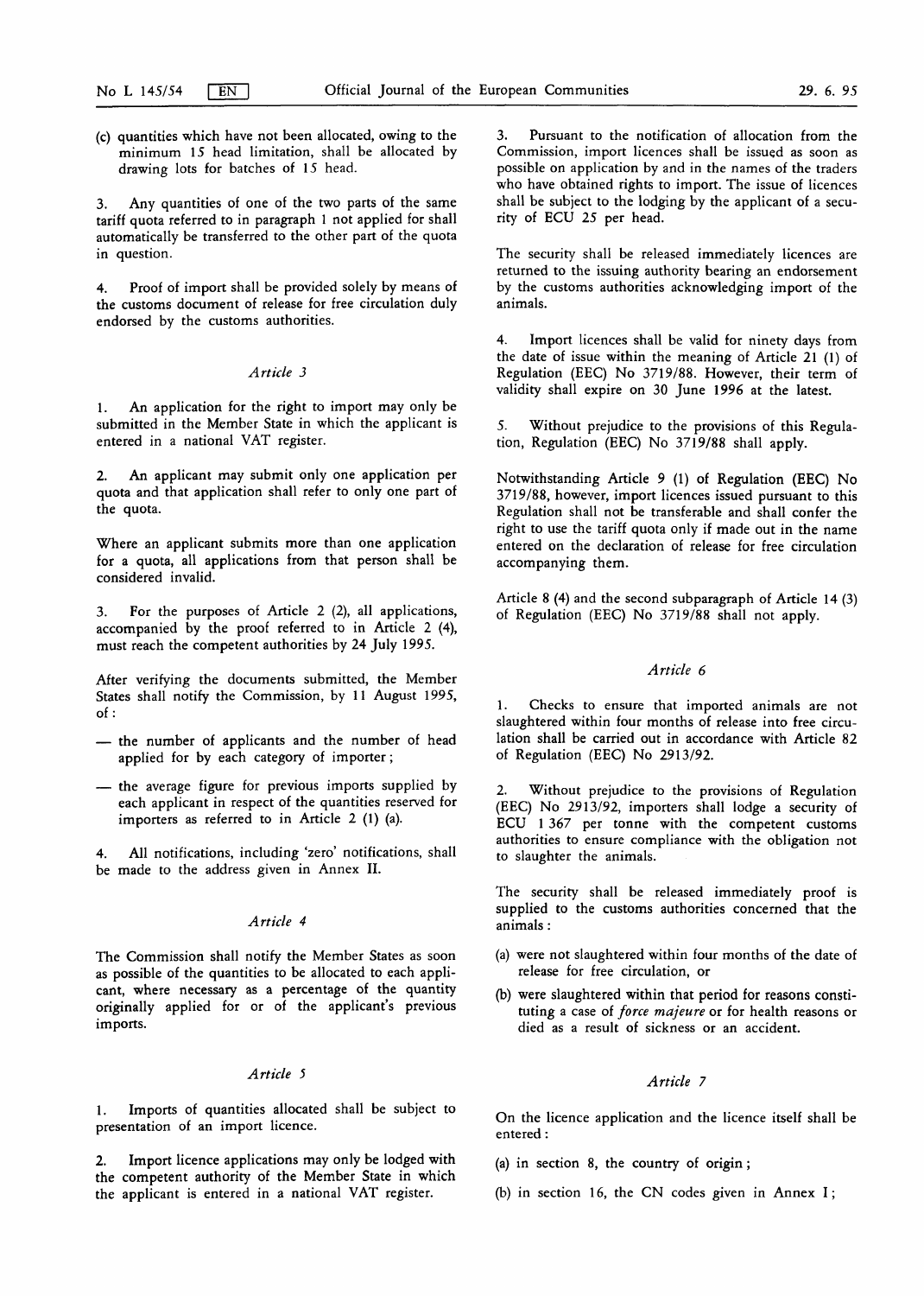(c) quantities which have not been allocated, owing to the minimum 15 head limitation, shall be allocated by drawing lots for batches of 15 head.

3. Any quantities of one of the two parts of the same tariff quota referred to in paragraph 1 not applied for shall automatically be transferred to the other part of the quota in question.

4. Proof of import shall be provided solely by means of the customs document of release for free circulation duly endorsed by the customs authorities.

### *Article 3*

1. An application for the right to import may only be submitted in the Member State in which the applicant is entered in a national VAT register.

2. An applicant may submit only one application per quota and that application shall refer to only one part of the quota.

Where an applicant submits more than one application for a quota, all applications from that person shall be considered invalid.

3. For the purposes of Article 2 (2), all applications, accompanied by the proof referred to in Article 2 (4), must reach the competent authorities by 24 July 1995.

After verifying the documents submitted, the Member States shall notify the Commission, by 11 August 1995, of:

— the number of applicants and the number of head applied for by each category of importer;

— the average figure for previous imports supplied by each applicant in respect of the quantities reserved for importers as referred to in Article 2 (1) (a).

4. All notifications, including 'zero' notifications, shall be made to the address given in Annex II.

### *Article 4*

The Commission shall notify the Member States as soon as possible of the quantities to be allocated to each applicant, where necessary as a percentage of the quantity originally applied for or of the applicant's previous imports.

### *Article 5*

1. Imports of quantities allocated shall be subject to presentation of an import licence.

2. Import licence applications may only be lodged with the competent authority of the Member State in which the applicant is entered in a national VAT register.

3. Pursuant to the notification of allocation from the Commission, import licences shall be issued as soon as possible on application by and in the names of the traders who have obtained rights to import. The issue of licences shall be subject to the lodging by the applicant of a security of ECU 25 per head.

The security shall be released immediately licences are returned to the issuing authority bearing an endorsement by the customs authorities acknowledging import of the animals.

4. Import licences shall be valid for ninety days from the date of issue within the meaning of Article 21 (1) of Regulation (EEC) No 3719/88. However, their term of validity shall expire on 30 June 1996 at the latest.

5. Without prejudice to the provisions of this Regulation, Regulation (EEC) No 3719/88 shall apply.

Notwithstanding Article 9 (1) of Regulation (EEC) No 3719/88, however, import licences issued pursuant to this Regulation shall not be transferable and shall confer the right to use the tariff quota only if made out in the name entered on the declaration of release for free circulation accompanying them.

Article 8 (4) and the second subparagraph of Article 14 (3) of Regulation (EEC) No 3719/88 shall not apply.

### *Article 6*

1. Checks to ensure that imported animals are not slaughtered within four months of release into free circulation shall be carried out in accordance with Article 82 of Regulation (EEC) No 2913/92.

2. Without prejudice to the provisions of Regulation (EEC) No 2913/92, importers shall lodge a security of ECU 1 367 per tonne with the competent customs authorities to ensure compliance with the obligation not to slaughter the animals.

The security shall be released immediately proof is supplied to the customs authorities concerned that the animals:

(a) were not slaughtered within four months of the date of release for free circulation, or

(b) were slaughtered within that period for reasons constituting a case of *force majeure* or for health reasons or died as a result of sickness or an accident.

### *Article 7*

On the licence application and the licence itself shall be entered:

(a) in section 8, the country of origin;

(b) in section 16, the CN codes given in Annex I;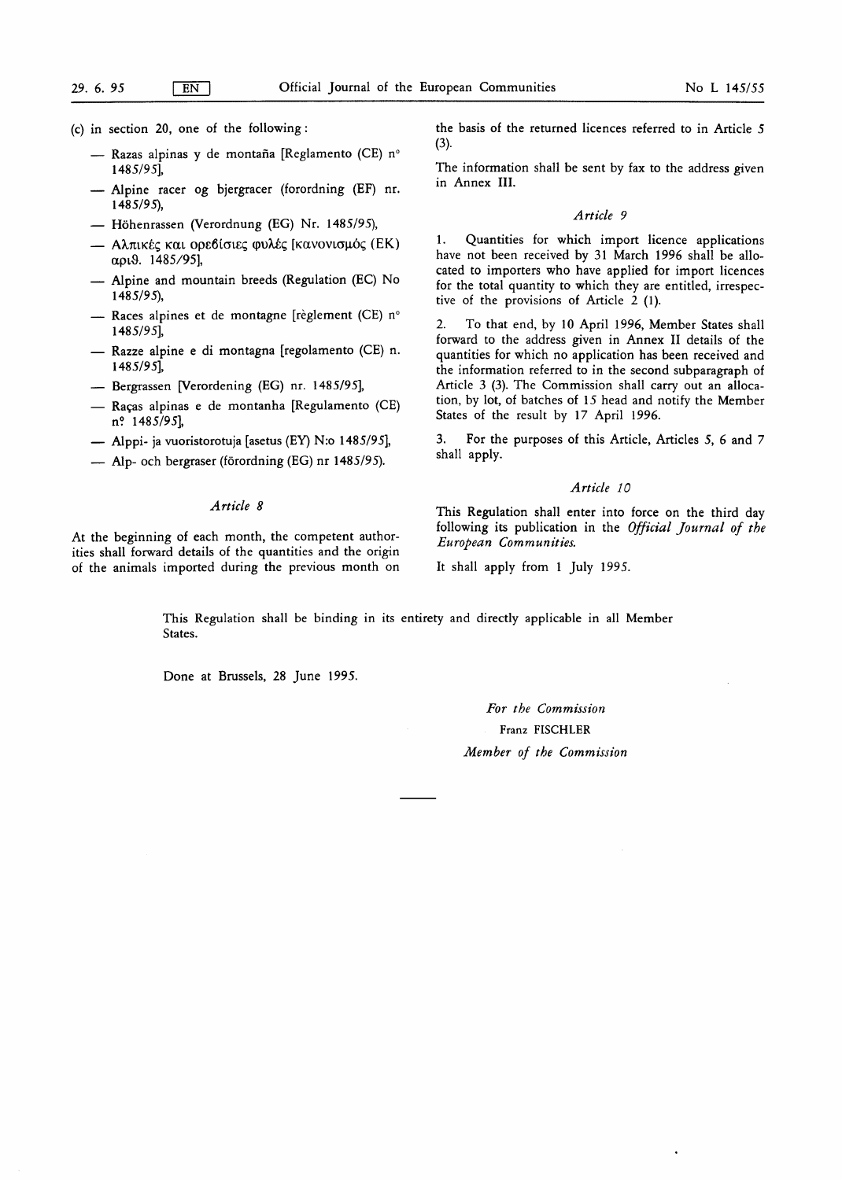(c) in section 20, one of the following:

— Razas alpinas y de montaña [Reglamento (CE) n° 1485/95],

— Alpine racer og bjergracer (forordning (EF) nr. 1485/95),

— Höhenrassen (Verordnung (EG) Nr. 1485/95),

— Αλπικές και ορεβίσιες φυλές [κανονισμός (ΕΚ) αριθ. 1485/95],

— Alpine and mountain breeds (Regulation (EC) No 1485/95),

— Races alpines et de montagne [règlement (CE) n° 1485/95],

— Razze alpine e di montagna [regolamento (CE) n. 1485/95],

— Bergrassen [Verordening (EG) nr. 1485/95],

— Raças alpinas e de montanha [Regulamento (CE) n.º 1485/95],

— Alppi- ja vuoristorotuja [asetus (EY) N:o 1485/95],

— Alp- och bergraser (förordning (EG) nr 1485/95).

*Article 8*

At the beginning of each month, the competent authorities shall forward details of the quantities and the origin of the animals imported during the previous month on the basis of the returned licences referred to in Article 5 (3).

The information shall be sent by fax to the address given in Annex III.

*Article 9*

1. Quantities for which import licence applications have not been received by 31 March 1996 shall be allocated to importers who have applied for import licences for the total quantity to which they are entitled, irrespective of the provisions of Article 2 (1).

2. To that end, by 10 April 1996, Member States shall forward to the address given in Annex II details of the quantities for which no application has been received and the information referred to in the second subparagraph of Article 3 (3). The Commission shall carry out an allocation, by lot, of batches of 15 head and notify the Member States of the result by 17 April 1996.

3. For the purposes of this Article, Articles 5, 6 and 7 shall apply.

*Article 10*

This Regulation shall enter into force on the third day following its publication in the *Official Journal of the European Communities.*

It shall apply from 1 July 1995.

This Regulation shall be binding in its entirety and directly applicable in all Member States.

Done at Brussels, 28 June 1995.

*For the Commission*

Franz FISCHLER

*Member of the Commission*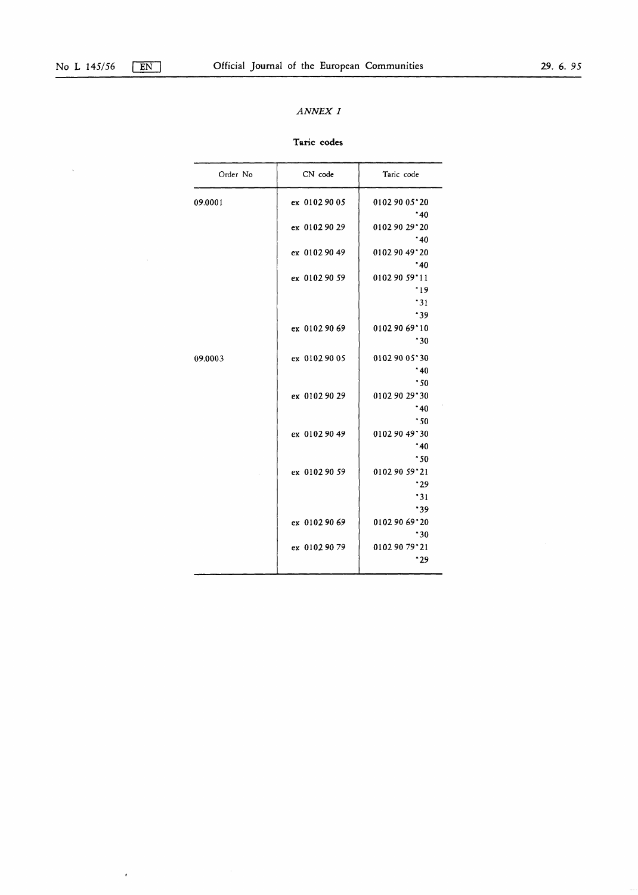*ANNEX I*

**Taric codes**

| Order No | CN code | Taric code |
|---|---|---|
| 09.0001 | ex 0102 90 05 | 0102 90 05*20 |
| | | *40 |
| | ex 0102 90 29 | 0102 90 29*20 |
| | | *40 |
| | ex 0102 90 49 | 0102 90 49*20 |
| | | *40 |
| | ex 0102 90 59 | 0102 90 59*11 |
| | | *19 |
| | | *31 |
| | | *39 |
| | ex 0102 90 69 | 0102 90 69*10 |
| | | *30 |
| 09.0003 | ex 0102 90 05 | 0102 90 05*30 |
| | | *40 |
| | | *50 |
| | ex 0102 90 29 | 0102 90 29*30 |
| | | *40 |
| | | *50 |
| | ex 0102 90 49 | 0102 90 49*30 |
| | | *40 |
| | | *50 |
| | ex 0102 90 59 | 0102 90 59*21 |
| | | *29 |
| | | *31 |
| | | *39 |
| | ex 0102 90 69 | 0102 90 69*20 |
| | | *30 |
| | ex 0102 90 79 | 0102 90 79*21 |
| | | *29 |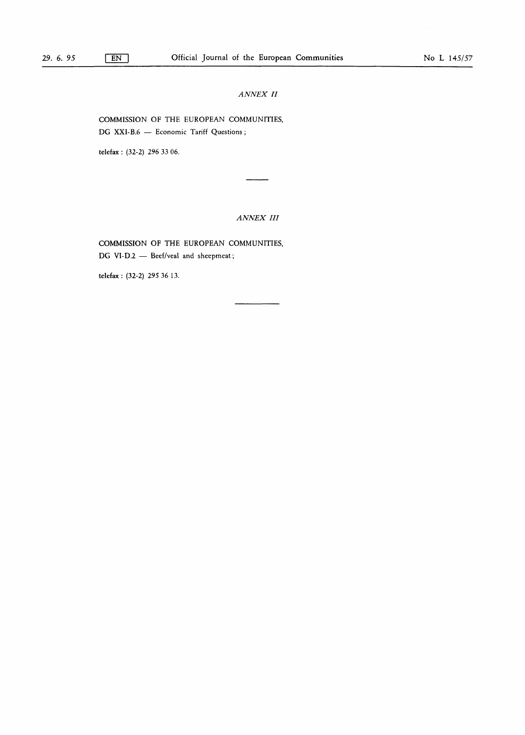*ANNEX II*

COMMISSION OF THE EUROPEAN COMMUNITIES,
DG XXI-B.6 — Economic Tariff Questions;

telefax: (32-2) 296 33 06.

---

*ANNEX III*

COMMISSION OF THE EUROPEAN COMMUNITIES,
DG VI-D.2 — Beef/veal and sheepmeat;

telefax: (32-2) 295 36 13.